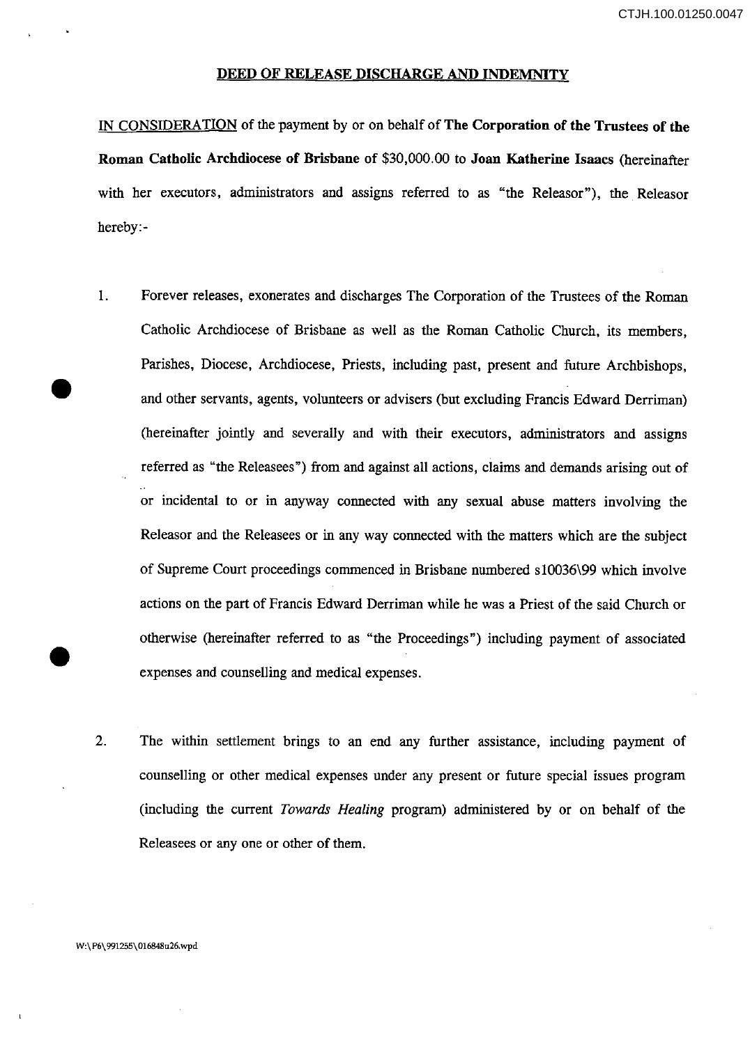**DEED OF RELEASE DISCHARGE AND INDEMNITY**

IN CONSIDERATION of the payment by or on behalf of **The Corporation of the Trustees of the Roman Catholic Archdiocese of Brisbane** of $30,000.00 to **Joan Katherine Isaacs** (hereinafter with her executors, administrators and assigns referred to as "the Releasor"), the Releasor hereby:-

1. Forever releases, exonerates and discharges The Corporation of the Trustees of the Roman Catholic Archdiocese of Brisbane as well as the Roman Catholic Church, its members, Parishes, Diocese, Archdiocese, Priests, including past, present and future Archbishops, and other servants, agents, volunteers or advisers (but excluding Francis Edward Derriman) (hereinafter jointly and severally and with their executors, administrators and assigns referred as "the Releasees") from and against all actions, claims and demands arising out of or incidental to or in anyway connected with any sexual abuse matters involving the Releasor and the Releasees or in any way connected with the matters which are the subject of Supreme Court proceedings commenced in Brisbane numbered s10036\99 which involve actions on the part of Francis Edward Derriman while he was a Priest of the said Church or otherwise (hereinafter referred to as "the Proceedings") including payment of associated expenses and counselling and medical expenses.

2. The within settlement brings to an end any further assistance, including payment of counselling or other medical expenses under any present or future special issues program (including the current *Towards Healing* program) administered by or on behalf of the Releasees or any one or other of them.

W:\P6\991255\016848u26.wpd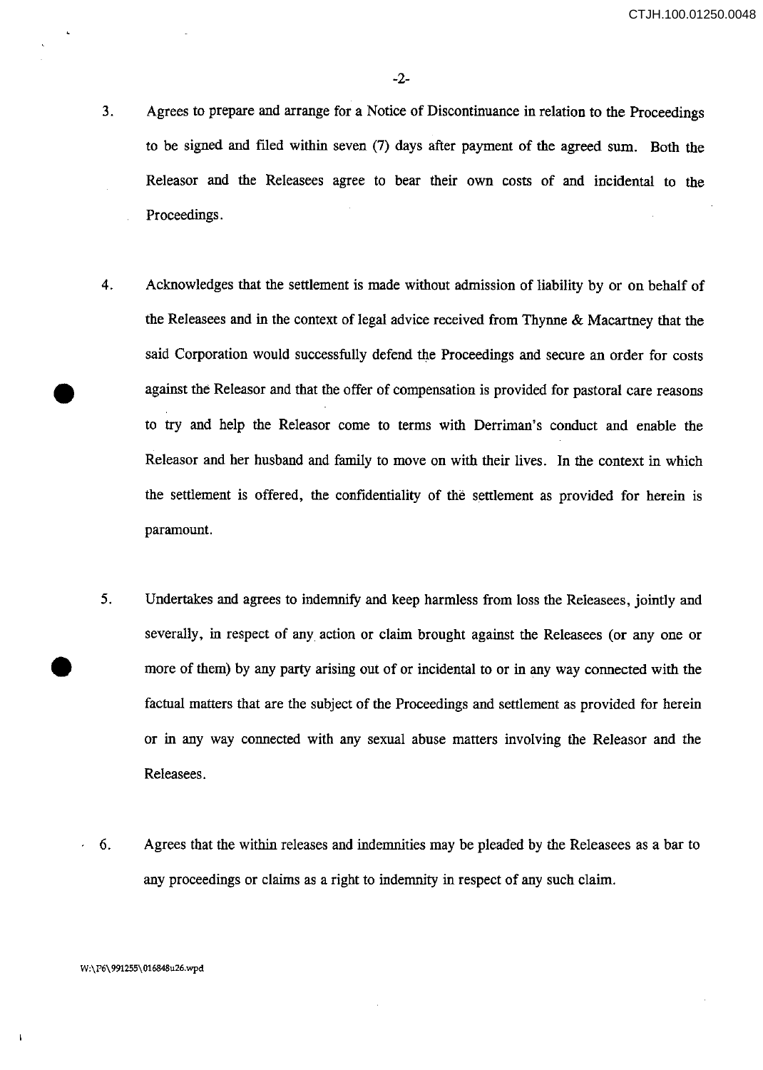3. Agrees to prepare and arrange for a Notice of Discontinuance in relation to the Proceedings to be signed and filed within seven (7) days after payment of the agreed sum. Both the Releasor and the Releasees agree to bear their own costs of and incidental to the Proceedings.

4. Acknowledges that the settlement is made without admission of liability by or on behalf of the Releasees and in the context of legal advice received from Thynne & Macartney that the said Corporation would successfully defend the Proceedings and secure an order for costs against the Releasor and that the offer of compensation is provided for pastoral care reasons to try and help the Releasor come to terms with Derriman's conduct and enable the Releasor and her husband and family to move on with their lives. In the context in which the settlement is offered, the confidentiality of the settlement as provided for herein is paramount.

5. Undertakes and agrees to indemnify and keep harmless from loss the Releasees, jointly and severally, in respect of any action or claim brought against the Releasees (or any one or more of them) by any party arising out of or incidental to or in any way connected with the factual matters that are the subject of the Proceedings and settlement as provided for herein or in any way connected with any sexual abuse matters involving the Releasor and the Releasees.

6. Agrees that the within releases and indemnities may be pleaded by the Releasees as a bar to any proceedings or claims as a right to indemnity in respect of any such claim.

W:\P6\991255\016848u26.wpd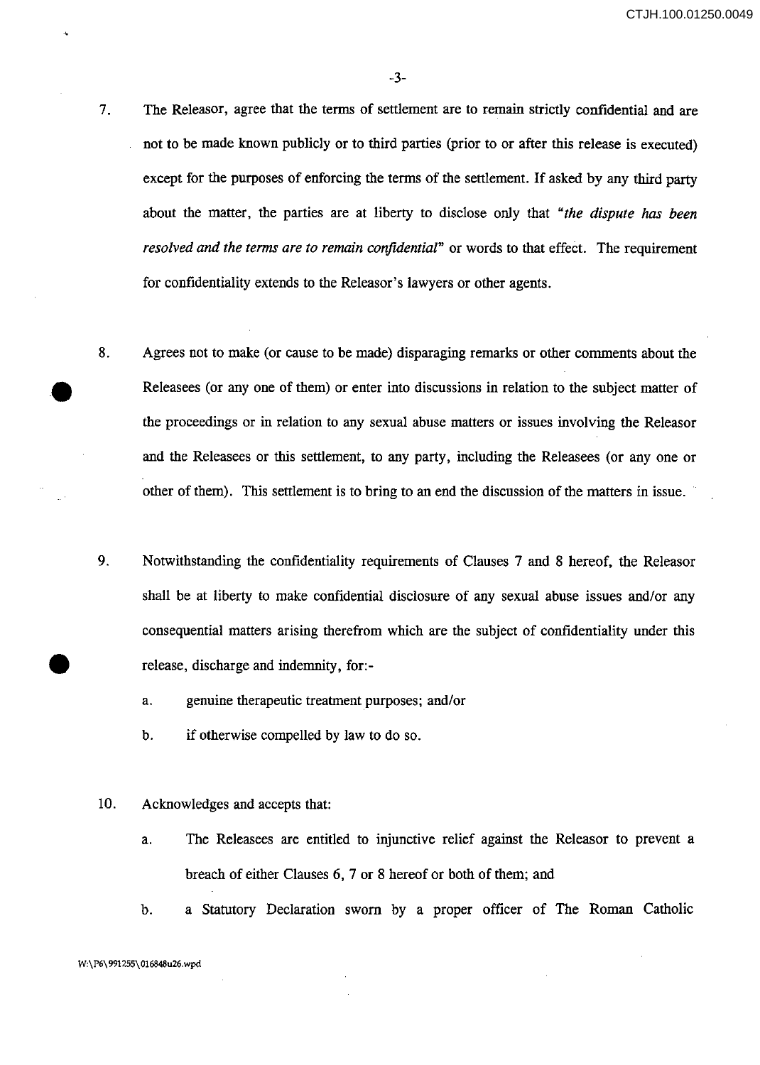7. The Releasor, agree that the terms of settlement are to remain strictly confidential and are not to be made known publicly or to third parties (prior to or after this release is executed) except for the purposes of enforcing the terms of the settlement. If asked by any third party about the matter, the parties are at liberty to disclose only that "*the dispute has been resolved and the terms are to remain confidential*" or words to that effect. The requirement for confidentiality extends to the Releasor's lawyers or other agents.

8. Agrees not to make (or cause to be made) disparaging remarks or other comments about the Releasees (or any one of them) or enter into discussions in relation to the subject matter of the proceedings or in relation to any sexual abuse matters or issues involving the Releasor and the Releasees or this settlement, to any party, including the Releasees (or any one or other of them). This settlement is to bring to an end the discussion of the matters in issue.

9. Notwithstanding the confidentiality requirements of Clauses 7 and 8 hereof, the Releasor shall be at liberty to make confidential disclosure of any sexual abuse issues and/or any consequential matters arising therefrom which are the subject of confidentiality under this release, discharge and indemnity, for:-

   a. genuine therapeutic treatment purposes; and/or

   b. if otherwise compelled by law to do so.

10. Acknowledges and accepts that:

    a. The Releasees are entitled to injunctive relief against the Releasor to prevent a breach of either Clauses 6, 7 or 8 hereof or both of them; and

    b. a Statutory Declaration sworn by a proper officer of The Roman Catholic

W:\P6\991255\016848u26.wpd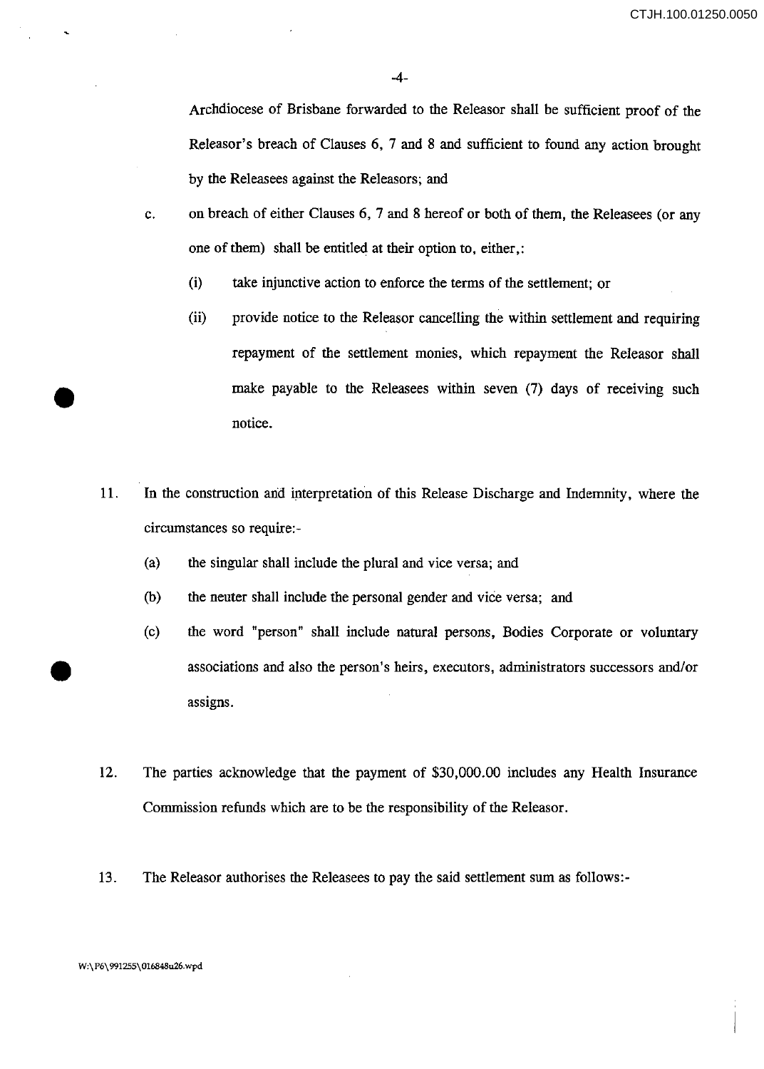Archdiocese of Brisbane forwarded to the Releasor shall be sufficient proof of the Releasor's breach of Clauses 6, 7 and 8 and sufficient to found any action brought by the Releasees against the Releasors; and

c. on breach of either Clauses 6, 7 and 8 hereof or both of them, the Releasees (or any one of them) shall be entitled at their option to, either,:

   (i) take injunctive action to enforce the terms of the settlement; or

   (ii) provide notice to the Releasor cancelling the within settlement and requiring repayment of the settlement monies, which repayment the Releasor shall make payable to the Releasees within seven (7) days of receiving such notice.

11. In the construction and interpretation of this Release Discharge and Indemnity, where the circumstances so require:-

    (a) the singular shall include the plural and vice versa; and

    (b) the neuter shall include the personal gender and vice versa; and

    (c) the word "person" shall include natural persons, Bodies Corporate or voluntary associations and also the person's heirs, executors, administrators successors and/or assigns.

12. The parties acknowledge that the payment of $30,000.00 includes any Health Insurance Commission refunds which are to be the responsibility of the Releasor.

13. The Releasor authorises the Releasees to pay the said settlement sum as follows:-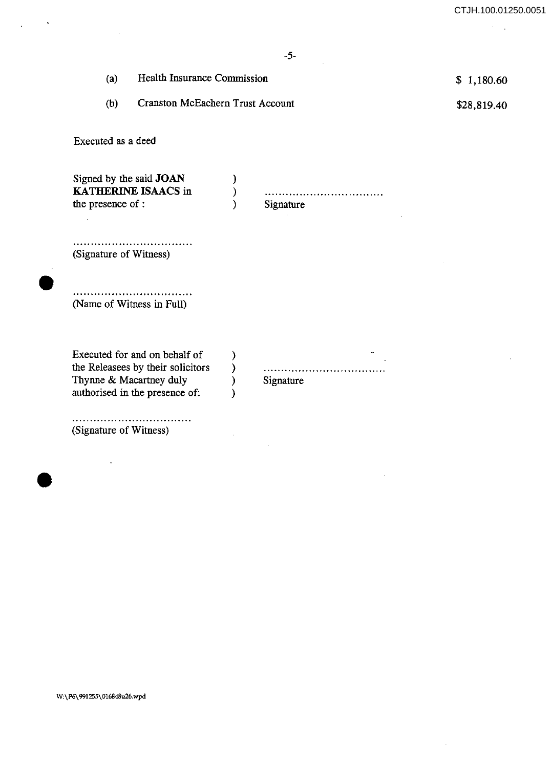(a) Health Insurance Commission $ 1,180.60

(b) Cranston McEachern Trust Account $28,819.40

Executed as a deed

| | | |
|---|---|---|
| Signed by the said **JOAN KATHERINE ISAACS** in the presence of : | ) ) ) | ................................. Signature |

.................................
(Signature of Witness)

.................................
(Name of Witness in Full)

| | | |
|---|---|---|
| Executed for and on behalf of the Releasees by their solicitors Thynne & Macartney duly authorised in the presence of: | ) ) ) ) | ................................. Signature |

.................................
(Signature of Witness)

W:\P6\991255\016848u26.wpd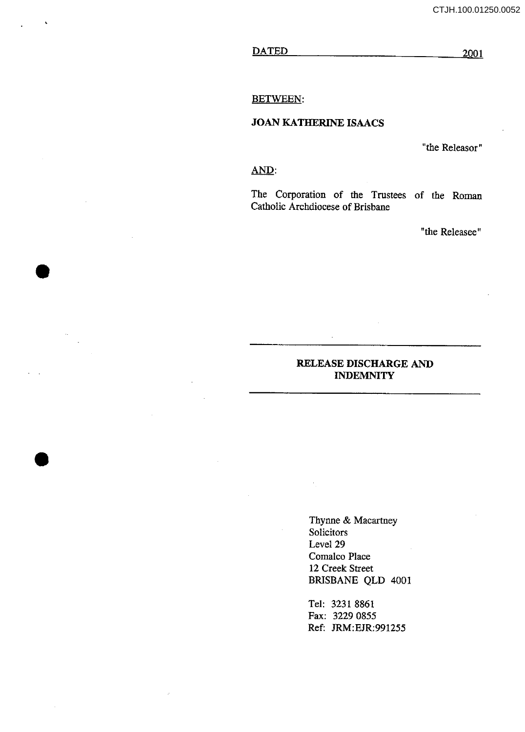DATED \_\_\_\_\_\_\_\_\_\_\_\_\_\_\_\_\_\_\_\_\_\_\_\_\_\_ 2001

BETWEEN:

**JOAN KATHERINE ISAACS**

"the Releasor"

AND:

The Corporation of the Trustees of the Roman Catholic Archdiocese of Brisbane

"the Releasee"

---

**RELEASE DISCHARGE AND INDEMNITY**

---

Thynne & Macartney
Solicitors
Level 29
Comalco Place
12 Creek Street
BRISBANE QLD 4001

Tel: 3231 8861
Fax: 3229 0855
Ref: JRM:EJR:991255